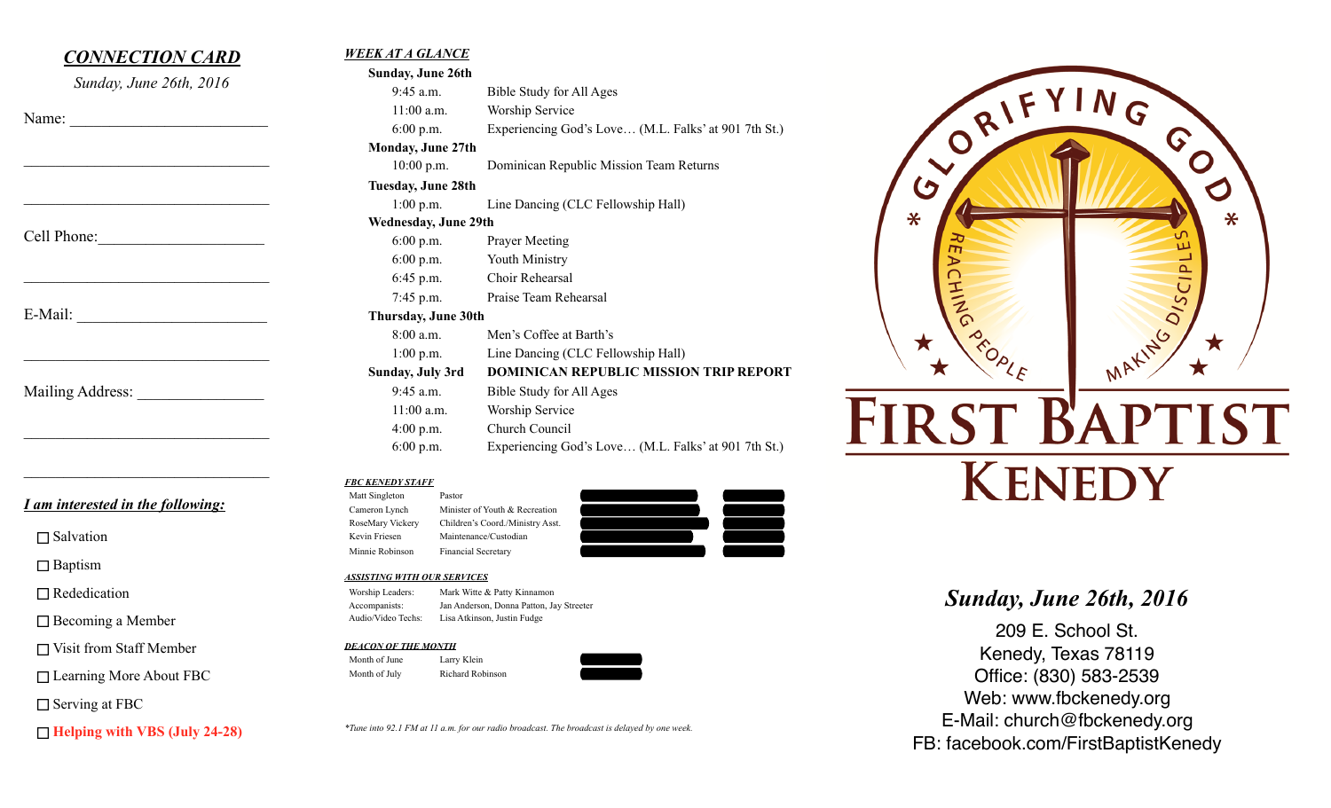## *CONNECTION CARD*

*Sunday, June 26th, 2016*

Name: ________________________

________________________________

________________________________

Cell Phone: ____________________

________________________________

E-Mail: ________________________

________________________________

Mailing Address: ________________

________________________________

________________________________

### *I am interested in the following:*

- ☐ Salvation
- ☐ Baptism
- ☐ Rededication
- ☐ Becoming a Member
- ☐ Visit from Staff Member
- ☐ Learning More About FBC
- ☐ Serving at FBC
- ☐ **Helping with VBS (July 24-28)**

## *WEEK AT A GLANCE*

**Sunday, June 26th**

| | |
|---|---|
| 9:45 a.m. | Bible Study for All Ages |
| 11:00 a.m. | Worship Service |
| 6:00 p.m. | Experiencing God's Love… (M.L. Falks' at 901 7th St.) |

**Monday, June 27th**

| | |
|---|---|
| 10:00 p.m. | Dominican Republic Mission Team Returns |

**Tuesday, June 28th**

| | |
|---|---|
| 1:00 p.m. | Line Dancing (CLC Fellowship Hall) |

**Wednesday, June 29th**

| | |
|---|---|
| 6:00 p.m. | Prayer Meeting |
| 6:00 p.m. | Youth Ministry |
| 6:45 p.m. | Choir Rehearsal |
| 7:45 p.m. | Praise Team Rehearsal |

**Thursday, June 30th**

| | |
|---|---|
| 8:00 a.m. | Men's Coffee at Barth's |
| 1:00 p.m. | Line Dancing (CLC Fellowship Hall) |

**Sunday, July 3rd** — **DOMINICAN REPUBLIC MISSION TRIP REPORT**

| | |
|---|---|
| 9:45 a.m. | Bible Study for All Ages |
| 11:00 a.m. | Worship Service |
| 4:00 p.m. | Church Council |
| 6:00 p.m. | Experiencing God's Love… (M.L. Falks' at 901 7th St.) |

### *FBC KENEDY STAFF*

| | |
|---|---|
| Matt Singleton | Pastor |
| Cameron Lynch | Minister of Youth & Recreation |
| RoseMary Vickery | Children's Coord./Ministry Asst. |
| Kevin Friesen | Maintenance/Custodian |
| Minnie Robinson | Financial Secretary |

### *ASSISTING WITH OUR SERVICES*

| | |
|---|---|
| Worship Leaders: | Mark Witte & Patty Kinnamon |
| Accompanists: | Jan Anderson, Donna Patton, Jay Streeter |
| Audio/Video Techs: | Lisa Atkinson, Justin Fudge |

### *DEACON OF THE MONTH*

| | |
|---|---|
| Month of June | Larry Klein |
| Month of July | Richard Robinson |

*\*Tune into 92.1 FM at 11 a.m. for our radio broadcast. The broadcast is delayed by one week.*

GLORIFYING GOD * REACHING PEOPLE * MAKING DISCIPLES

# FIRST BAPTIST KENEDY

## *Sunday, June 26th, 2016*

209 E. School St.
Kenedy, Texas 78119
Office: (830) 583-2539
Web: www.fbckenedy.org
E-Mail: church@fbckenedy.org
FB: facebook.com/FirstBaptistKenedy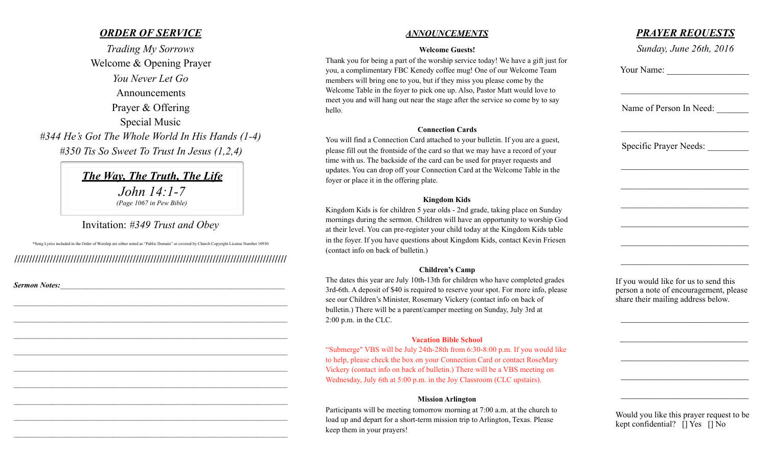## *ORDER OF SERVICE*

*Trading My Sorrows*

Welcome & Opening Prayer

*You Never Let Go*

Announcements

Prayer & Offering

Special Music

*#344 He's Got The Whole World In His Hands (1-4)*

*#350 Tis So Sweet To Trust In Jesus (1,2,4)*

***The Way, The Truth, The Life***

*John 14:1-7*

*(Page 1067 in Pew Bible)*

Invitation: *#349 Trust and Obey*

*Song Lyrics included in the Order of Worship are either noted as "Public Domain" or covered by Church Copyright License Number 10930

////////////////////////////////////////////////////////////////////////////////////////

***Sermon Notes:***\_\_\_\_\_\_\_\_\_\_\_\_\_\_\_\_\_\_\_\_\_\_\_\_\_\_\_\_\_\_\_\_\_\_\_\_\_\_\_\_\_\_\_\_\_\_\_\_

\_\_\_\_\_\_\_\_\_\_\_\_\_\_\_\_\_\_\_\_\_\_\_\_\_\_\_\_\_\_\_\_\_\_\_\_\_\_\_\_\_\_\_\_\_\_\_\_\_\_\_\_\_\_

\_\_\_\_\_\_\_\_\_\_\_\_\_\_\_\_\_\_\_\_\_\_\_\_\_\_\_\_\_\_\_\_\_\_\_\_\_\_\_\_\_\_\_\_\_\_\_\_\_\_\_\_\_\_

\_\_\_\_\_\_\_\_\_\_\_\_\_\_\_\_\_\_\_\_\_\_\_\_\_\_\_\_\_\_\_\_\_\_\_\_\_\_\_\_\_\_\_\_\_\_\_\_\_\_\_\_\_\_

\_\_\_\_\_\_\_\_\_\_\_\_\_\_\_\_\_\_\_\_\_\_\_\_\_\_\_\_\_\_\_\_\_\_\_\_\_\_\_\_\_\_\_\_\_\_\_\_\_\_\_\_\_\_

\_\_\_\_\_\_\_\_\_\_\_\_\_\_\_\_\_\_\_\_\_\_\_\_\_\_\_\_\_\_\_\_\_\_\_\_\_\_\_\_\_\_\_\_\_\_\_\_\_\_\_\_\_\_

\_\_\_\_\_\_\_\_\_\_\_\_\_\_\_\_\_\_\_\_\_\_\_\_\_\_\_\_\_\_\_\_\_\_\_\_\_\_\_\_\_\_\_\_\_\_\_\_\_\_\_\_\_\_

\_\_\_\_\_\_\_\_\_\_\_\_\_\_\_\_\_\_\_\_\_\_\_\_\_\_\_\_\_\_\_\_\_\_\_\_\_\_\_\_\_\_\_\_\_\_\_\_\_\_\_\_\_\_

\_\_\_\_\_\_\_\_\_\_\_\_\_\_\_\_\_\_\_\_\_\_\_\_\_\_\_\_\_\_\_\_\_\_\_\_\_\_\_\_\_\_\_\_\_\_\_\_\_\_\_\_\_\_

\_\_\_\_\_\_\_\_\_\_\_\_\_\_\_\_\_\_\_\_\_\_\_\_\_\_\_\_\_\_\_\_\_\_\_\_\_\_\_\_\_\_\_\_\_\_\_\_\_\_\_\_\_\_

## *ANNOUNCEMENTS*

**Welcome Guests!**

Thank you for being a part of the worship service today! We have a gift just for you, a complimentary FBC Kenedy coffee mug! One of our Welcome Team members will bring one to you, but if they miss you please come by the Welcome Table in the foyer to pick one up. Also, Pastor Matt would love to meet you and will hang out near the stage after the service so come by to say hello.

**Connection Cards**

You will find a Connection Card attached to your bulletin. If you are a guest, please fill out the frontside of the card so that we may have a record of your time with us. The backside of the card can be used for prayer requests and updates. You can drop off your Connection Card at the Welcome Table in the foyer or place it in the offering plate.

**Kingdom Kids**

Kingdom Kids is for children 5 year olds - 2nd grade, taking place on Sunday mornings during the sermon. Children will have an opportunity to worship God at their level. You can pre-register your child today at the Kingdom Kids table in the foyer. If you have questions about Kingdom Kids, contact Kevin Friesen (contact info on back of bulletin.)

**Children's Camp**

The dates this year are July 10th-13th for children who have completed grades 3rd-6th. A deposit of $40 is required to reserve your spot. For more info, please see our Children's Minister, Rosemary Vickery (contact info on back of bulletin.) There will be a parent/camper meeting on Sunday, July 3rd at 2:00 p.m. in the CLC.

**Vacation Bible School**

"Submerge" VBS will be July 24th-28th from 6:30-8:00 p.m. If you would like to help, please check the box on your Connection Card or contact RoseMary Vickery (contact info on back of bulletin.) There will be a VBS meeting on Wednesday, July 6th at 5:00 p.m. in the Joy Classroom (CLC upstairs).

**Mission Arlington**

Participants will be meeting tomorrow morning at 7:00 a.m. at the church to load up and depart for a short-term mission trip to Arlington, Texas. Please keep them in your prayers!

## *PRAYER REQUESTS*

*Sunday, June 26th, 2016*

Your Name: \_\_\_\_\_\_\_\_\_\_\_\_\_\_\_\_\_\_

\_\_\_\_\_\_\_\_\_\_\_\_\_\_\_\_\_\_\_\_\_\_\_\_\_\_\_

Name of Person In Need: \_\_\_\_\_\_\_

\_\_\_\_\_\_\_\_\_\_\_\_\_\_\_\_\_\_\_\_\_\_\_\_\_\_\_

Specific Prayer Needs: \_\_\_\_\_\_\_\_\_

\_\_\_\_\_\_\_\_\_\_\_\_\_\_\_\_\_\_\_\_\_\_\_\_\_\_\_

\_\_\_\_\_\_\_\_\_\_\_\_\_\_\_\_\_\_\_\_\_\_\_\_\_\_\_

\_\_\_\_\_\_\_\_\_\_\_\_\_\_\_\_\_\_\_\_\_\_\_\_\_\_\_

\_\_\_\_\_\_\_\_\_\_\_\_\_\_\_\_\_\_\_\_\_\_\_\_\_\_\_

\_\_\_\_\_\_\_\_\_\_\_\_\_\_\_\_\_\_\_\_\_\_\_\_\_\_\_

\_\_\_\_\_\_\_\_\_\_\_\_\_\_\_\_\_\_\_\_\_\_\_\_\_\_\_

If you would like for us to send this person a note of encouragement, please share their mailing address below.

\_\_\_\_\_\_\_\_\_\_\_\_\_\_\_\_\_\_\_\_\_\_\_\_\_\_\_

\_\_\_\_\_\_\_\_\_\_\_\_\_\_\_\_\_\_\_\_\_\_\_\_\_\_\_

\_\_\_\_\_\_\_\_\_\_\_\_\_\_\_\_\_\_\_\_\_\_\_\_\_\_\_

\_\_\_\_\_\_\_\_\_\_\_\_\_\_\_\_\_\_\_\_\_\_\_\_\_\_\_

\_\_\_\_\_\_\_\_\_\_\_\_\_\_\_\_\_\_\_\_\_\_\_\_\_\_\_

Would you like this prayer request to be kept confidential? [] Yes [] No